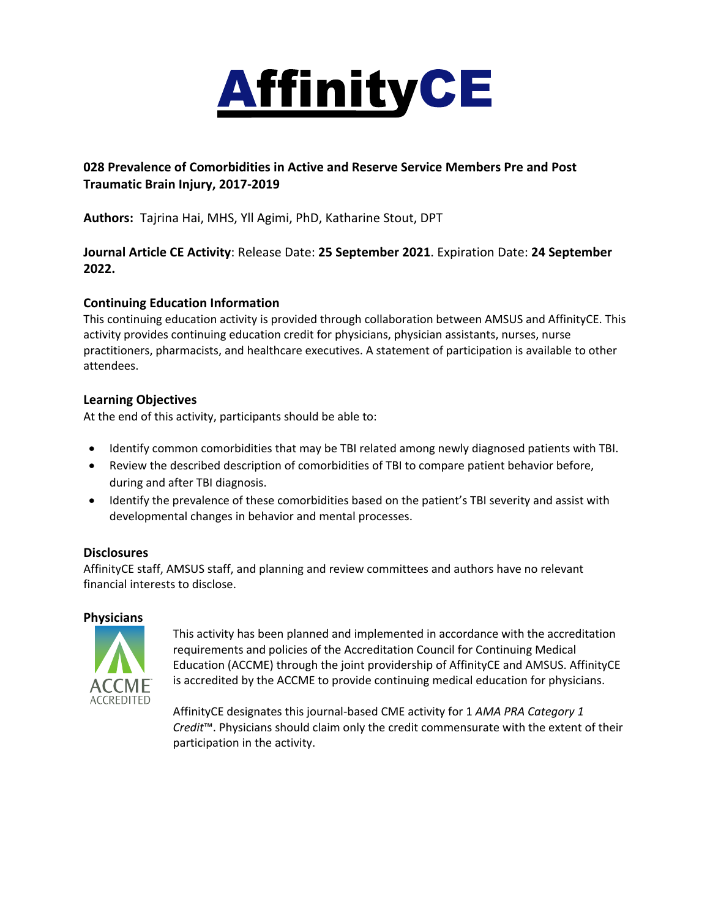# AffinityCE

**028 Prevalence of Comorbidities in Active and Reserve Service Members Pre and Post Traumatic Brain Injury, 2017-2019**

**Authors:** Tajrina Hai, MHS, Yll Agimi, PhD, Katharine Stout, DPT

**Journal Article CE Activity**: Release Date: **25 September 2021**. Expiration Date: **24 September 2022.**

### Continuing Education Information

This continuing education activity is provided through collaboration between AMSUS and AffinityCE. This activity provides continuing education credit for physicians, physician assistants, nurses, nurse practitioners, pharmacists, and healthcare executives. A statement of participation is available to other attendees.

### Learning Objectives

At the end of this activity, participants should be able to:

- Identify common comorbidities that may be TBI related among newly diagnosed patients with TBI.
- Review the described description of comorbidities of TBI to compare patient behavior before, during and after TBI diagnosis.
- Identify the prevalence of these comorbidities based on the patient's TBI severity and assist with developmental changes in behavior and mental processes.

### Disclosures

AffinityCE staff, AMSUS staff, and planning and review committees and authors have no relevant financial interests to disclose.

### Physicians

ACCME ACCREDITED

This activity has been planned and implemented in accordance with the accreditation requirements and policies of the Accreditation Council for Continuing Medical Education (ACCME) through the joint providership of AffinityCE and AMSUS. AffinityCE is accredited by the ACCME to provide continuing medical education for physicians.

AffinityCE designates this journal-based CME activity for 1 *AMA PRA Category 1 Credit*™. Physicians should claim only the credit commensurate with the extent of their participation in the activity.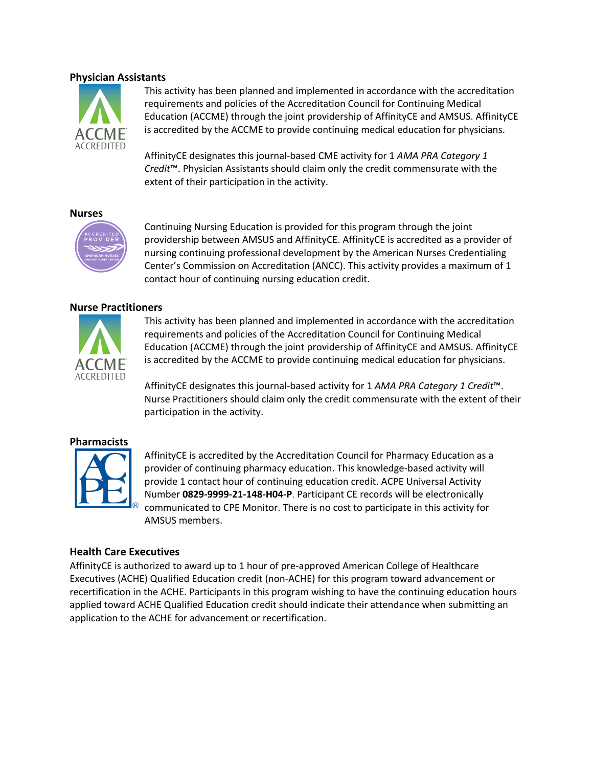**Physician Assistants**

This activity has been planned and implemented in accordance with the accreditation requirements and policies of the Accreditation Council for Continuing Medical Education (ACCME) through the joint providership of AffinityCE and AMSUS. AffinityCE is accredited by the ACCME to provide continuing medical education for physicians.

AffinityCE designates this journal-based CME activity for 1 *AMA PRA Category 1 Credit*™. Physician Assistants should claim only the credit commensurate with the extent of their participation in the activity.

**Nurses**

Continuing Nursing Education is provided for this program through the joint providership between AMSUS and AffinityCE. AffinityCE is accredited as a provider of nursing continuing professional development by the American Nurses Credentialing Center's Commission on Accreditation (ANCC). This activity provides a maximum of 1 contact hour of continuing nursing education credit.

**Nurse Practitioners**

This activity has been planned and implemented in accordance with the accreditation requirements and policies of the Accreditation Council for Continuing Medical Education (ACCME) through the joint providership of AffinityCE and AMSUS. AffinityCE is accredited by the ACCME to provide continuing medical education for physicians.

AffinityCE designates this journal-based activity for 1 *AMA PRA Category 1 Credit*™. Nurse Practitioners should claim only the credit commensurate with the extent of their participation in the activity.

**Pharmacists**

AffinityCE is accredited by the Accreditation Council for Pharmacy Education as a provider of continuing pharmacy education. This knowledge-based activity will provide 1 contact hour of continuing education credit. ACPE Universal Activity Number **0829-9999-21-148-H04-P**. Participant CE records will be electronically communicated to CPE Monitor. There is no cost to participate in this activity for AMSUS members.

**Health Care Executives**

AffinityCE is authorized to award up to 1 hour of pre-approved American College of Healthcare Executives (ACHE) Qualified Education credit (non-ACHE) for this program toward advancement or recertification in the ACHE. Participants in this program wishing to have the continuing education hours applied toward ACHE Qualified Education credit should indicate their attendance when submitting an application to the ACHE for advancement or recertification.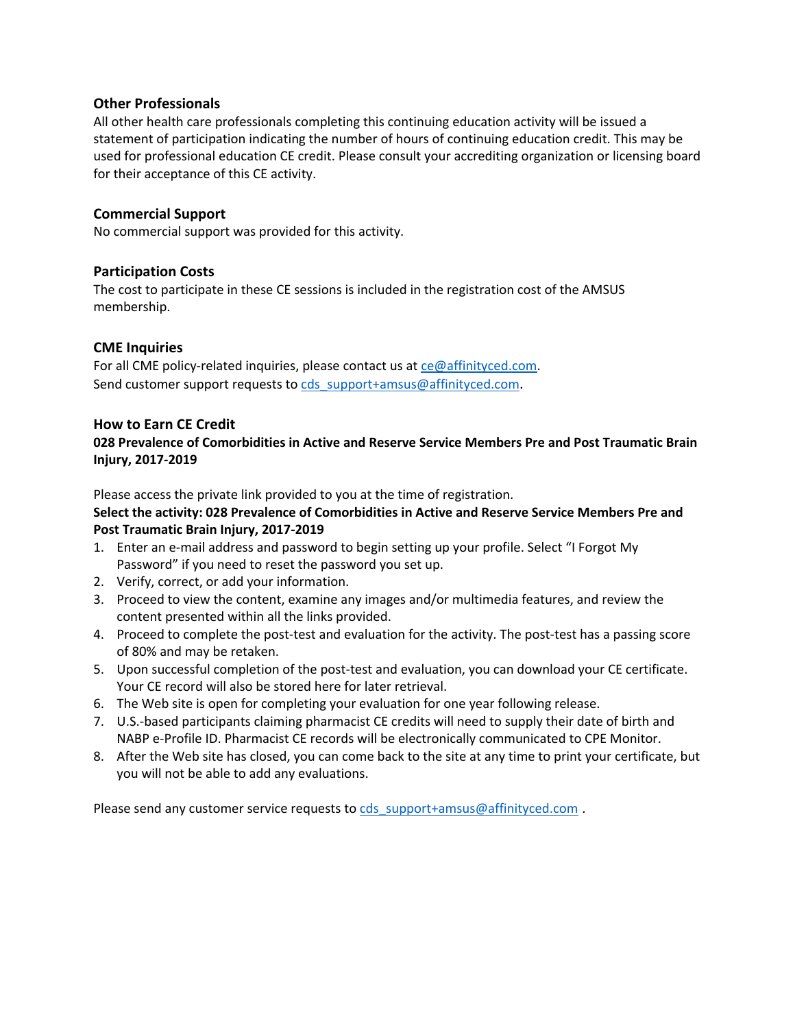### Other Professionals

All other health care professionals completing this continuing education activity will be issued a statement of participation indicating the number of hours of continuing education credit. This may be used for professional education CE credit. Please consult your accrediting organization or licensing board for their acceptance of this CE activity.

### Commercial Support

No commercial support was provided for this activity.

### Participation Costs

The cost to participate in these CE sessions is included in the registration cost of the AMSUS membership.

### CME Inquiries

For all CME policy-related inquiries, please contact us at ce@affinityced.com.
Send customer support requests to cds_support+amsus@affinityced.com.

### How to Earn CE Credit

**028 Prevalence of Comorbidities in Active and Reserve Service Members Pre and Post Traumatic Brain Injury, 2017-2019**

Please access the private link provided to you at the time of registration.
**Select the activity: 028 Prevalence of Comorbidities in Active and Reserve Service Members Pre and Post Traumatic Brain Injury, 2017-2019**

1. Enter an e-mail address and password to begin setting up your profile. Select "I Forgot My Password" if you need to reset the password you set up.
2. Verify, correct, or add your information.
3. Proceed to view the content, examine any images and/or multimedia features, and review the content presented within all the links provided.
4. Proceed to complete the post-test and evaluation for the activity. The post-test has a passing score of 80% and may be retaken.
5. Upon successful completion of the post-test and evaluation, you can download your CE certificate. Your CE record will also be stored here for later retrieval.
6. The Web site is open for completing your evaluation for one year following release.
7. U.S.-based participants claiming pharmacist CE credits will need to supply their date of birth and NABP e-Profile ID. Pharmacist CE records will be electronically communicated to CPE Monitor.
8. After the Web site has closed, you can come back to the site at any time to print your certificate, but you will not be able to add any evaluations.

Please send any customer service requests to cds_support+amsus@affinityced.com .